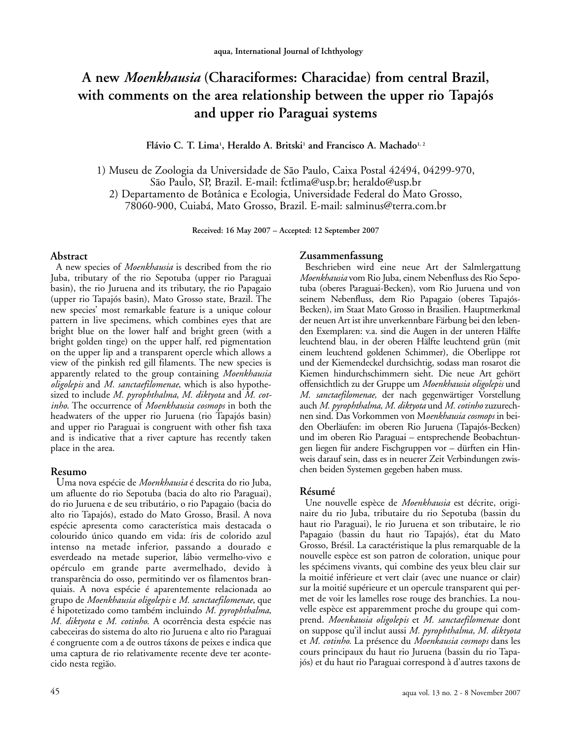aqua, International Journal of Ichthyology

# A new *Moenkhausia* (Characiformes: Characidae) from central Brazil, with comments on the area relationship between the upper rio Tapajós and upper rio Paraguai systems

**Flávio C. T. Lima[1], Heraldo A. Britski[1] and Francisco A. Machado[1, 2]**

1) Museu de Zoologia da Universidade de São Paulo, Caixa Postal 42494, 04299-970, São Paulo, SP, Brazil. E-mail: fctlima@usp.br; heraldo@usp.br
2) Departamento de Botânica e Ecologia, Universidade Federal do Mato Grosso, 78060-900, Cuiabá, Mato Grosso, Brazil. E-mail: salminus@terra.com.br

Received: 16 May 2007 – Accepted: 12 September 2007

## Abstract

A new species of *Moenkhausia* is described from the rio Juba, tributary of the rio Sepotuba (upper rio Paraguai basin), the rio Juruena and its tributary, the rio Papagaio (upper rio Tapajós basin), Mato Grosso state, Brazil. The new species' most remarkable feature is a unique colour pattern in live specimens, which combines eyes that are bright blue on the lower half and bright green (with a bright golden tinge) on the upper half, red pigmentation on the upper lip and a transparent opercle which allows a view of the pinkish red gill filaments. The new species is apparently related to the group containing *Moenkhausia oligolepis* and *M. sanctaefilomenae*, which is also hypothesized to include *M. pyrophthalma*, *M. diktyota* and *M. cotinho*. The occurrence of *Moenkhausia cosmops* in both the headwaters of the upper rio Juruena (rio Tapajós basin) and upper rio Paraguai is congruent with other fish taxa and is indicative that a river capture has recently taken place in the area.

## Resumo

Uma nova espécie de *Moenkhausia* é descrita do rio Juba, um afluente do rio Sepotuba (bacia do alto rio Paraguai), do rio Juruena e de seu tributário, o rio Papagaio (bacia do alto rio Tapajós), estado do Mato Grosso, Brasil. A nova espécie apresenta como característica mais destacada o colourido único quando em vida: íris de colorido azul intenso na metade inferior, passando a dourado e esverdeado na metade superior, lábio vermelho-vivo e opérculo em grande parte avermelhado, devido à transparência do osso, permitindo ver os filamentos branquiais. A nova espécie é aparentemente relacionada ao grupo de *Moenkhausia oligolepis* e *M. sanctaefilomenae*, que é hipotetizado como também incluindo *M. pyrophthalma*, *M. diktyota* e *M. cotinho*. A ocorrência desta espécie nas cabeceiras do sistema do alto rio Juruena e alto rio Paraguai é congruente com a de outros táxons de peixes e indica que uma captura de rio relativamente recente deve ter acontecido nesta região.

## Zusammenfassung

Beschrieben wird eine neue Art der Salmlergattung *Moenkhausia* vom Rio Juba, einem Nebenfluss des Rio Sepotuba (oberes Paraguai-Becken), vom Rio Juruena und von seinem Nebenfluss, dem Rio Papagaio (oberes Tapajós-Becken), im Staat Mato Grosso in Brasilien. Hauptmerkmal der neuen Art ist ihre unverkennbare Färbung bei den lebenden Exemplaren: v.a. sind die Augen in der unteren Hälfte leuchtend blau, in der oberen Hälfte leuchtend grün (mit einem leuchtend goldenen Schimmer), die Oberlippe rot und der Kiemendeckel durchsichtig, sodass man rosarot die Kiemen hindurchschimmern sieht. Die neue Art gehört offensichtlich zu der Gruppe um *Moenkhausia oligolepis* und *M. sanctaefilomenae,* der nach gegenwärtiger Vorstellung auch *M. pyrophthalma, M. diktyota* und *M. cotinho* zuzurechnen sind. Das Vorkommen von M*oenkhausia cosmops* in beiden Oberläufen: im oberen Rio Juruena (Tapajós-Becken) und im oberen Rio Paraguai – entsprechende Beobachtungen liegen für andere Fischgruppen vor – dürften ein Hinweis darauf sein, dass es in neuerer Zeit Verbindungen zwischen beiden Systemen gegeben haben muss.

## Résumé

Une nouvelle espèce de *Moenkhausia* est décrite, originaire du rio Juba, tributaire du rio Sepotuba (bassin du haut rio Paraguai), le rio Juruena et son tributaire, le rio Papagaio (bassin du haut rio Tapajós), état du Mato Grosso, Brésil. La caractéristique la plus remarquable de la nouvelle espèce est son patron de coloration, unique pour les spécimens vivants, qui combine des yeux bleu clair sur la moitié inférieure et vert clair (avec une nuance or clair) sur la moitié supérieure et un opercule transparent qui permet de voir les lamelles rose rouge des branchies. La nouvelle espèce est apparemment proche du groupe qui comprend. *Moenkausia oligolepis* et *M. sanctaefilomenae* dont on suppose qu'il inclut aussi *M. pyrophthalma, M. diktyota* et *M. cotinho.* La présence du *Moenkausia cosmops* dans les cours principaux du haut rio Juruena (bassin du rio Tapajós) et du haut rio Paraguai correspond à d'autres taxons de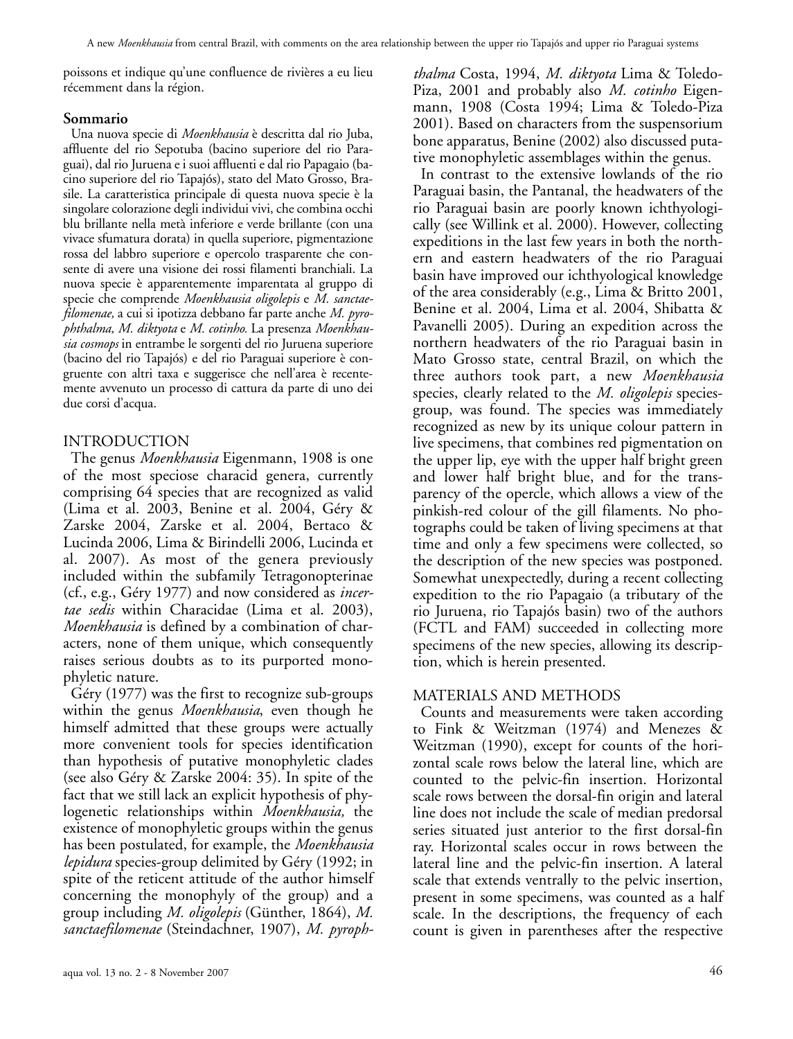poissons et indique qu'une confluence de rivières a eu lieu récemment dans la région.

### Sommario

Una nuova specie di *Moenkhausia* è descritta dal rio Juba, affluente del rio Sepotuba (bacino superiore del rio Paraguai), dal rio Juruena e i suoi affluenti e dal rio Papagaio (bacino superiore del rio Tapajós), stato del Mato Grosso, Brasile. La caratteristica principale di questa nuova specie è la singolare colorazione degli individui vivi, che combina occhi blu brillante nella metà inferiore e verde brillante (con una vivace sfumatura dorata) in quella superiore, pigmentazione rossa del labbro superiore e opercolo trasparente che consente di avere una visione dei rossi filamenti branchiali. La nuova specie è apparentemente imparentata al gruppo di specie che comprende *Moenkhausia oligolepis* e *M. sanctaefilomenae,* a cui si ipotizza debbano far parte anche *M. pyrophthalma, M. diktyota* e *M. cotinho.* La presenza *Moenkhausia cosmops* in entrambe le sorgenti del rio Juruena superiore (bacino del rio Tapajós) e del rio Paraguai superiore è congruente con altri taxa e suggerisce che nell'area è recentemente avvenuto un processo di cattura da parte di uno dei due corsi d'acqua.

## INTRODUCTION

The genus *Moenkhausia* Eigenmann, 1908 is one of the most speciose characid genera, currently comprising 64 species that are recognized as valid (Lima et al. 2003, Benine et al. 2004, Géry & Zarske 2004, Zarske et al. 2004, Bertaco & Lucinda 2006, Lima & Birindelli 2006, Lucinda et al. 2007). As most of the genera previously included within the subfamily Tetragonopterinae (cf., e.g., Géry 1977) and now considered as *incertae sedis* within Characidae (Lima et al. 2003), *Moenkhausia* is defined by a combination of characters, none of them unique, which consequently raises serious doubts as to its purported monophyletic nature.

Géry (1977) was the first to recognize sub-groups within the genus *Moenkhausia*, even though he himself admitted that these groups were actually more convenient tools for species identification than hypothesis of putative monophyletic clades (see also Géry & Zarske 2004: 35). In spite of the fact that we still lack an explicit hypothesis of phylogenetic relationships within *Moenkhausia,* the existence of monophyletic groups within the genus has been postulated, for example, the *Moenkhausia lepidura* species-group delimited by Géry (1992; in spite of the reticent attitude of the author himself concerning the monophyly of the group) and a group including *M. oligolepis* (Günther, 1864), *M. sanctaefilomenae* (Steindachner, 1907), *M. pyrophthalma* Costa, 1994, *M. diktyota* Lima & Toledo-Piza, 2001 and probably also *M. cotinho* Eigenmann, 1908 (Costa 1994; Lima & Toledo-Piza 2001). Based on characters from the suspensorium bone apparatus, Benine (2002) also discussed putative monophyletic assemblages within the genus.

In contrast to the extensive lowlands of the rio Paraguai basin, the Pantanal, the headwaters of the rio Paraguai basin are poorly known ichthyologically (see Willink et al. 2000). However, collecting expeditions in the last few years in both the northern and eastern headwaters of the rio Paraguai basin have improved our ichthyological knowledge of the area considerably (e.g., Lima & Britto 2001, Benine et al. 2004, Lima et al. 2004, Shibatta & Pavanelli 2005). During an expedition across the northern headwaters of the rio Paraguai basin in Mato Grosso state, central Brazil, on which the three authors took part, a new *Moenkhausia* species, clearly related to the *M. oligolepis* species-group, was found. The species was immediately recognized as new by its unique colour pattern in live specimens, that combines red pigmentation on the upper lip, eye with the upper half bright green and lower half bright blue, and for the transparency of the opercle, which allows a view of the pinkish-red colour of the gill filaments. No photographs could be taken of living specimens at that time and only a few specimens were collected, so the description of the new species was postponed. Somewhat unexpectedly, during a recent collecting expedition to the rio Papagaio (a tributary of the rio Juruena, rio Tapajós basin) two of the authors (FCTL and FAM) succeeded in collecting more specimens of the new species, allowing its description, which is herein presented.

## MATERIALS AND METHODS

Counts and measurements were taken according to Fink & Weitzman (1974) and Menezes & Weitzman (1990), except for counts of the horizontal scale rows below the lateral line, which are counted to the pelvic-fin insertion. Horizontal scale rows between the dorsal-fin origin and lateral line does not include the scale of median predorsal series situated just anterior to the first dorsal-fin ray. Horizontal scales occur in rows between the lateral line and the pelvic-fin insertion. A lateral scale that extends ventrally to the pelvic insertion, present in some specimens, was counted as a half scale. In the descriptions, the frequency of each count is given in parentheses after the respective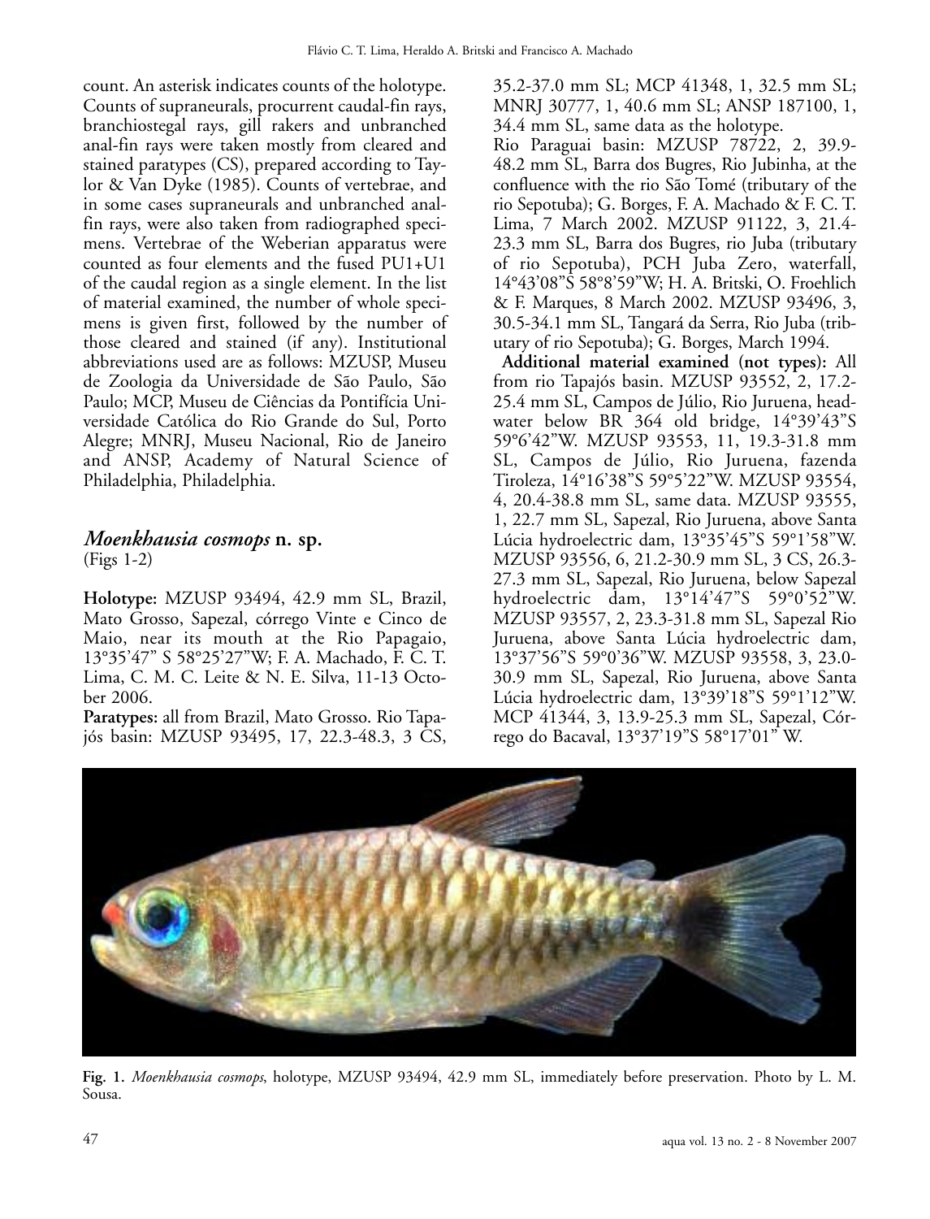count. An asterisk indicates counts of the holotype. Counts of supraneurals, procurrent caudal-fin rays, branchiostegal rays, gill rakers and unbranched anal-fin rays were taken mostly from cleared and stained paratypes (CS), prepared according to Taylor & Van Dyke (1985). Counts of vertebrae, and in some cases supraneurals and unbranched anal-fin rays, were also taken from radiographed specimens. Vertebrae of the Weberian apparatus were counted as four elements and the fused PU1+U1 of the caudal region as a single element. In the list of material examined, the number of whole specimens is given first, followed by the number of those cleared and stained (if any). Institutional abbreviations used are as follows: MZUSP, Museu de Zoologia da Universidade de São Paulo, São Paulo; MCP, Museu de Ciências da Pontifícia Universidade Católica do Rio Grande do Sul, Porto Alegre; MNRJ, Museu Nacional, Rio de Janeiro and ANSP, Academy of Natural Science of Philadelphia, Philadelphia.

## *Moenkhausia cosmops* n. sp.

(Figs 1-2)

**Holotype:** MZUSP 93494, 42.9 mm SL, Brazil, Mato Grosso, Sapezal, córrego Vinte e Cinco de Maio, near its mouth at the Rio Papagaio, 13°35'47" S 58°25'27"W; F. A. Machado, F. C. T. Lima, C. M. C. Leite & N. E. Silva, 11-13 October 2006.

**Paratypes:** all from Brazil, Mato Grosso. Rio Tapajós basin: MZUSP 93495, 17, 22.3-48.3, 3 CS, 35.2-37.0 mm SL; MCP 41348, 1, 32.5 mm SL; MNRJ 30777, 1, 40.6 mm SL; ANSP 187100, 1, 34.4 mm SL, same data as the holotype.

Rio Paraguai basin: MZUSP 78722, 2, 39.9-48.2 mm SL, Barra dos Bugres, Rio Jubinha, at the confluence with the rio São Tomé (tributary of the rio Sepotuba); G. Borges, F. A. Machado & F. C. T. Lima, 7 March 2002. MZUSP 91122, 3, 21.4-23.3 mm SL, Barra dos Bugres, rio Juba (tributary of rio Sepotuba), PCH Juba Zero, waterfall, 14°43'08"S 58°8'59"W; H. A. Britski, O. Froehlich & F. Marques, 8 March 2002. MZUSP 93496, 3, 30.5-34.1 mm SL, Tangará da Serra, Rio Juba (tributary of rio Sepotuba); G. Borges, March 1994.

**Additional material examined (not types):** All from rio Tapajós basin. MZUSP 93552, 2, 17.2-25.4 mm SL, Campos de Júlio, Rio Juruena, headwater below BR 364 old bridge, 14°39'43"S 59°6'42"W. MZUSP 93553, 11, 19.3-31.8 mm SL, Campos de Júlio, Rio Juruena, fazenda Tiroleza, 14°16'38"S 59°5'22"W. MZUSP 93554, 4, 20.4-38.8 mm SL, same data. MZUSP 93555, 1, 22.7 mm SL, Sapezal, Rio Juruena, above Santa Lúcia hydroelectric dam, 13°35'45"S 59°1'58"W. MZUSP 93556, 6, 21.2-30.9 mm SL, 3 CS, 26.3-27.3 mm SL, Sapezal, Rio Juruena, below Sapezal hydroelectric dam, 13°14'47"S 59°0'52"W. MZUSP 93557, 2, 23.3-31.8 mm SL, Sapezal Rio Juruena, above Santa Lúcia hydroelectric dam, 13°37'56"S 59°0'36"W. MZUSP 93558, 3, 23.0-30.9 mm SL, Sapezal, Rio Juruena, above Santa Lúcia hydroelectric dam, 13°39'18"S 59°1'12"W. MCP 41344, 3, 13.9-25.3 mm SL, Sapezal, Córrego do Bacaval, 13°37'19"S 58°17'01" W.

**Fig. 1.** *Moenkhausia cosmops*, holotype, MZUSP 93494, 42.9 mm SL, immediately before preservation. Photo by L. M. Sousa.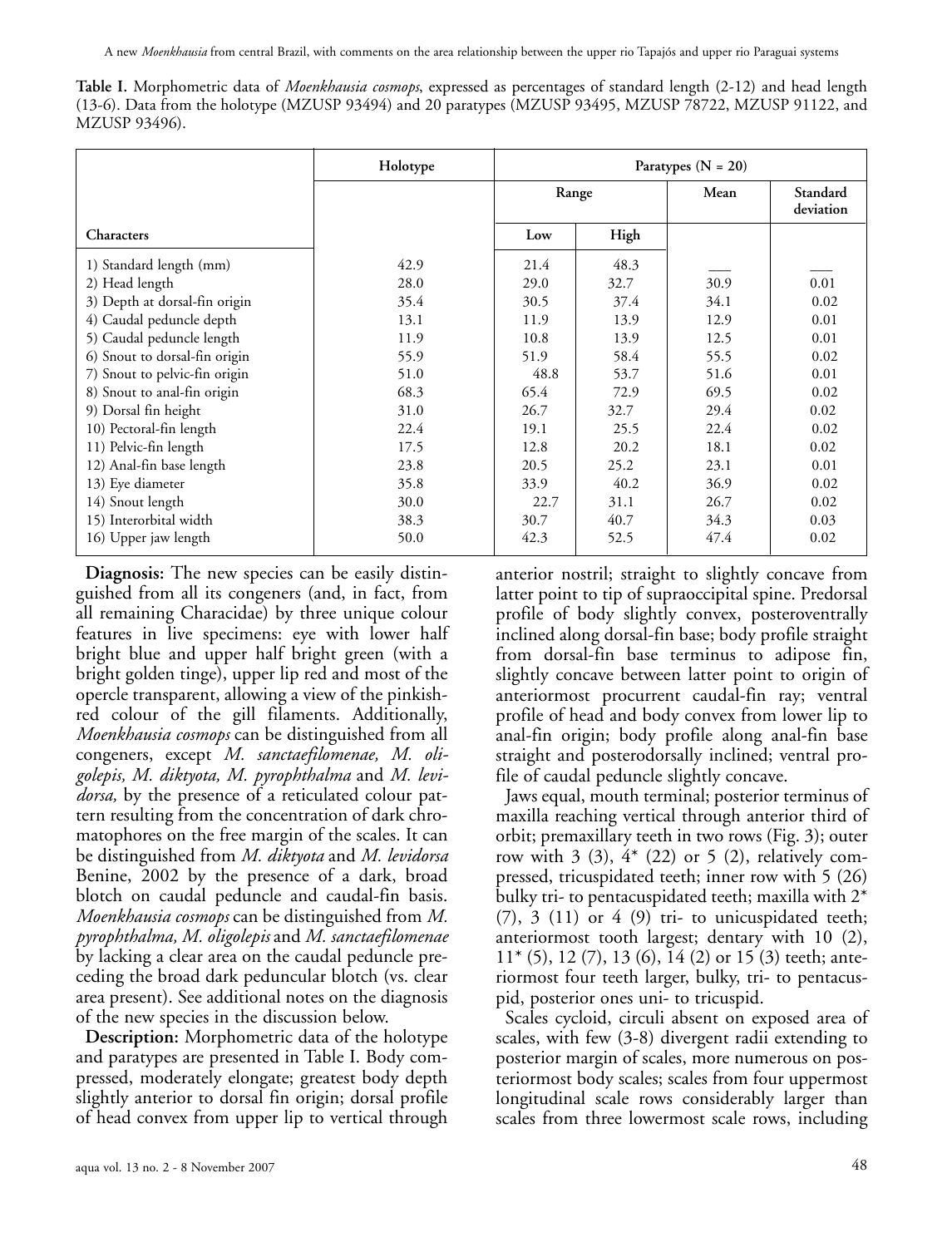**Table I.** Morphometric data of *Moenkhausia cosmops*, expressed as percentages of standard length (2-12) and head length (13-6). Data from the holotype (MZUSP 93494) and 20 paratypes (MZUSP 93495, MZUSP 78722, MZUSP 91122, and MZUSP 93496).

| | Holotype | Paratypes (N = 20) | | | |
|---|---|---|---|---|---|
| | | Range | | Mean | Standard deviation |
| **Characters** | | Low | High | | |
| 1) Standard length (mm) | 42.9 | 21.4 | 48.3 | ___ | ___ |
| 2) Head length | 28.0 | 29.0 | 32.7 | 30.9 | 0.01 |
| 3) Depth at dorsal-fin origin | 35.4 | 30.5 | 37.4 | 34.1 | 0.02 |
| 4) Caudal peduncle depth | 13.1 | 11.9 | 13.9 | 12.9 | 0.01 |
| 5) Caudal peduncle length | 11.9 | 10.8 | 13.9 | 12.5 | 0.01 |
| 6) Snout to dorsal-fin origin | 55.9 | 51.9 | 58.4 | 55.5 | 0.02 |
| 7) Snout to pelvic-fin origin | 51.0 | 48.8 | 53.7 | 51.6 | 0.01 |
| 8) Snout to anal-fin origin | 68.3 | 65.4 | 72.9 | 69.5 | 0.02 |
| 9) Dorsal fin height | 31.0 | 26.7 | 32.7 | 29.4 | 0.02 |
| 10) Pectoral-fin length | 22.4 | 19.1 | 25.5 | 22.4 | 0.02 |
| 11) Pelvic-fin length | 17.5 | 12.8 | 20.2 | 18.1 | 0.02 |
| 12) Anal-fin base length | 23.8 | 20.5 | 25.2 | 23.1 | 0.01 |
| 13) Eye diameter | 35.8 | 33.9 | 40.2 | 36.9 | 0.02 |
| 14) Snout length | 30.0 | 22.7 | 31.1 | 26.7 | 0.02 |
| 15) Interorbital width | 38.3 | 30.7 | 40.7 | 34.3 | 0.03 |
| 16) Upper jaw length | 50.0 | 42.3 | 52.5 | 47.4 | 0.02 |

**Diagnosis:** The new species can be easily distinguished from all its congeners (and, in fact, from all remaining Characidae) by three unique colour features in live specimens: eye with lower half bright blue and upper half bright green (with a bright golden tinge), upper lip red and most of the opercle transparent, allowing a view of the pinkish-red colour of the gill filaments. Additionally, *Moenkhausia cosmops* can be distinguished from all congeners, except *M. sanctaefilomenae, M. oligolepis, M. diktyota, M. pyrophthalma* and *M. levidorsa,* by the presence of a reticulated colour pattern resulting from the concentration of dark chromatophores on the free margin of the scales. It can be distinguished from *M. diktyota* and *M. levidorsa* Benine, 2002 by the presence of a dark, broad blotch on caudal peduncle and caudal-fin basis. *Moenkhausia cosmops* can be distinguished from *M. pyrophthalma, M. oligolepis* and *M. sanctaefilomenae* by lacking a clear area on the caudal peduncle preceding the broad dark peduncular blotch (vs. clear area present). See additional notes on the diagnosis of the new species in the discussion below.

**Description:** Morphometric data of the holotype and paratypes are presented in Table I. Body compressed, moderately elongate; greatest body depth slightly anterior to dorsal fin origin; dorsal profile of head convex from upper lip to vertical through anterior nostril; straight to slightly concave from latter point to tip of supraoccipital spine. Predorsal profile of body slightly convex, posteroventrally inclined along dorsal-fin base; body profile straight from dorsal-fin base terminus to adipose fin, slightly concave between latter point to origin of anteriormost procurrent caudal-fin ray; ventral profile of head and body convex from lower lip to anal-fin origin; body profile along anal-fin base straight and posterodorsally inclined; ventral profile of caudal peduncle slightly concave.

Jaws equal, mouth terminal; posterior terminus of maxilla reaching vertical through anterior third of orbit; premaxillary teeth in two rows (Fig. 3); outer row with 3 (3), 4* (22) or 5 (2), relatively compressed, tricuspidated teeth; inner row with 5 (26) bulky tri- to pentacuspidated teeth; maxilla with 2* (7), 3 (11) or 4 (9) tri- to unicuspidated teeth; anteriormost tooth largest; dentary with 10 (2), 11* (5), 12 (7), 13 (6), 14 (2) or 15 (3) teeth; anteriormost four teeth larger, bulky, tri- to pentacuspid, posterior ones uni- to tricuspid.

Scales cycloid, circuli absent on exposed area of scales, with few (3-8) divergent radii extending to posterior margin of scales, more numerous on posteriormost body scales; scales from four uppermost longitudinal scale rows considerably larger than scales from three lowermost scale rows, including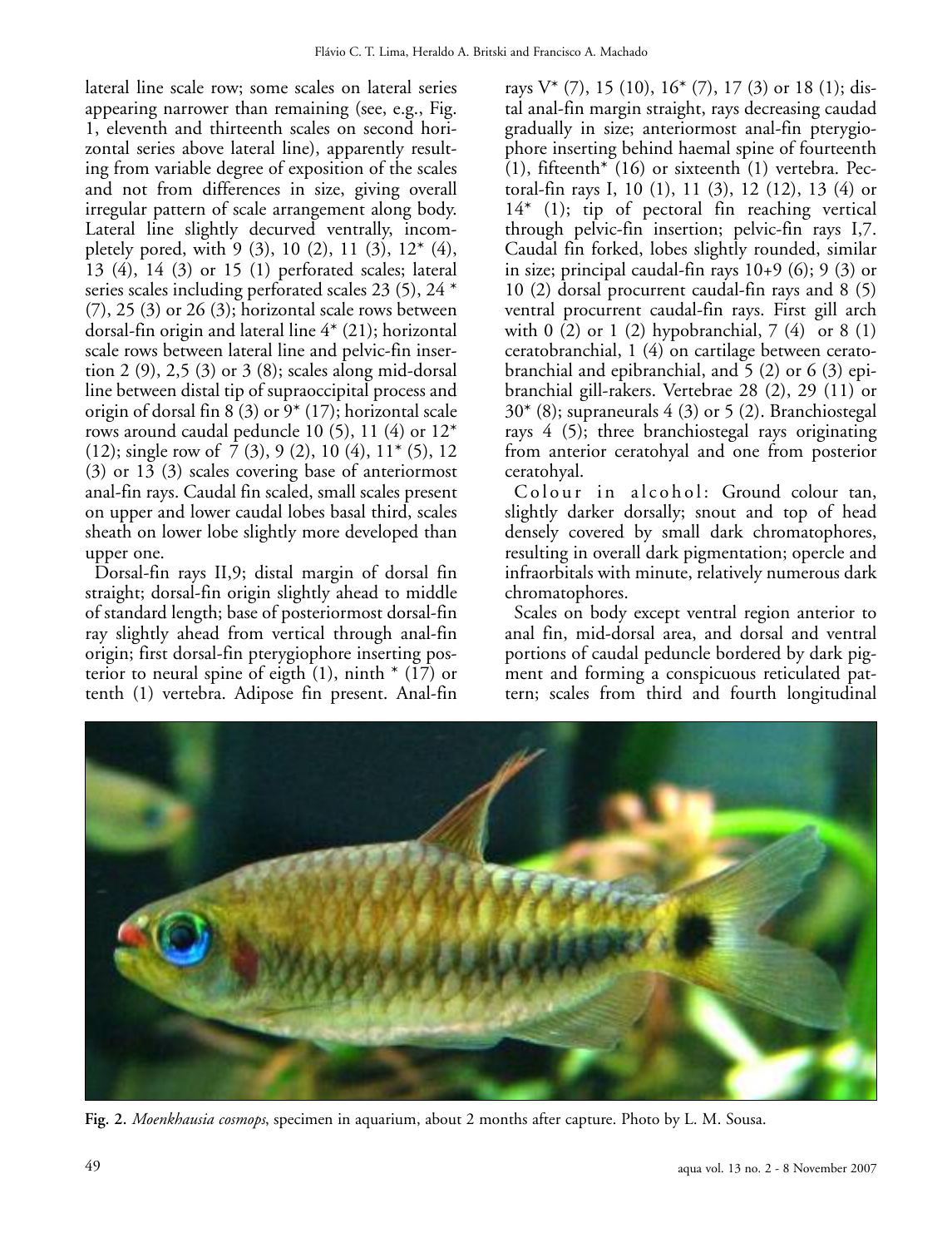lateral line scale row; some scales on lateral series appearing narrower than remaining (see, e.g., Fig. 1, eleventh and thirteenth scales on second horizontal series above lateral line), apparently resulting from variable degree of exposition of the scales and not from differences in size, giving overall irregular pattern of scale arrangement along body. Lateral line slightly decurved ventrally, incompletely pored, with 9 (3), 10 (2), 11 (3), 12* (4), 13 (4), 14 (3) or 15 (1) perforated scales; lateral series scales including perforated scales 23 (5), 24 * (7), 25 (3) or 26 (3); horizontal scale rows between dorsal-fin origin and lateral line 4* (21); horizontal scale rows between lateral line and pelvic-fin insertion 2 (9), 2,5 (3) or 3 (8); scales along mid-dorsal line between distal tip of supraoccipital process and origin of dorsal fin 8 (3) or 9* (17); horizontal scale rows around caudal peduncle 10 (5), 11 (4) or 12* (12); single row of 7 (3), 9 (2), 10 (4), 11* (5), 12 (3) or 13 (3) scales covering base of anteriormost anal-fin rays. Caudal fin scaled, small scales present on upper and lower caudal lobes basal third, scales sheath on lower lobe slightly more developed than upper one.

Dorsal-fin rays II,9; distal margin of dorsal fin straight; dorsal-fin origin slightly ahead to middle of standard length; base of posteriormost dorsal-fin ray slightly ahead from vertical through anal-fin origin; first dorsal-fin pterygiophore inserting posterior to neural spine of eigth (1), ninth * (17) or tenth (1) vertebra. Adipose fin present. Anal-fin rays V* (7), 15 (10), 16* (7), 17 (3) or 18 (1); distal anal-fin margin straight, rays decreasing caudad gradually in size; anteriormost anal-fin pterygiophore inserting behind haemal spine of fourteenth (1), fifteenth* (16) or sixteenth (1) vertebra. Pectoral-fin rays I, 10 (1), 11 (3), 12 (12), 13 (4) or 14* (1); tip of pectoral fin reaching vertical through pelvic-fin insertion; pelvic-fin rays I,7. Caudal fin forked, lobes slightly rounded, similar in size; principal caudal-fin rays 10+9 (6); 9 (3) or 10 (2) dorsal procurrent caudal-fin rays and 8 (5) ventral procurrent caudal-fin rays. First gill arch with 0 (2) or 1 (2) hypobranchial, 7 (4) or 8 (1) ceratobranchial, 1 (4) on cartilage between ceratobranchial and epibranchial, and 5 (2) or 6 (3) epibranchial gill-rakers. Vertebrae 28 (2), 29 (11) or 30* (8); supraneurals 4 (3) or 5 (2). Branchiostegal rays 4 (5); three branchiostegal rays originating from anterior ceratohyal and one from posterior ceratohyal.

Colour in alcohol: Ground colour tan, slightly darker dorsally; snout and top of head densely covered by small dark chromatophores, resulting in overall dark pigmentation; opercle and infraorbitals with minute, relatively numerous dark chromatophores.

Scales on body except ventral region anterior to anal fin, mid-dorsal area, and dorsal and ventral portions of caudal peduncle bordered by dark pigment and forming a conspicuous reticulated pattern; scales from third and fourth longitudinal

**Fig. 2.** *Moenkhausia cosmops*, specimen in aquarium, about 2 months after capture. Photo by L. M. Sousa.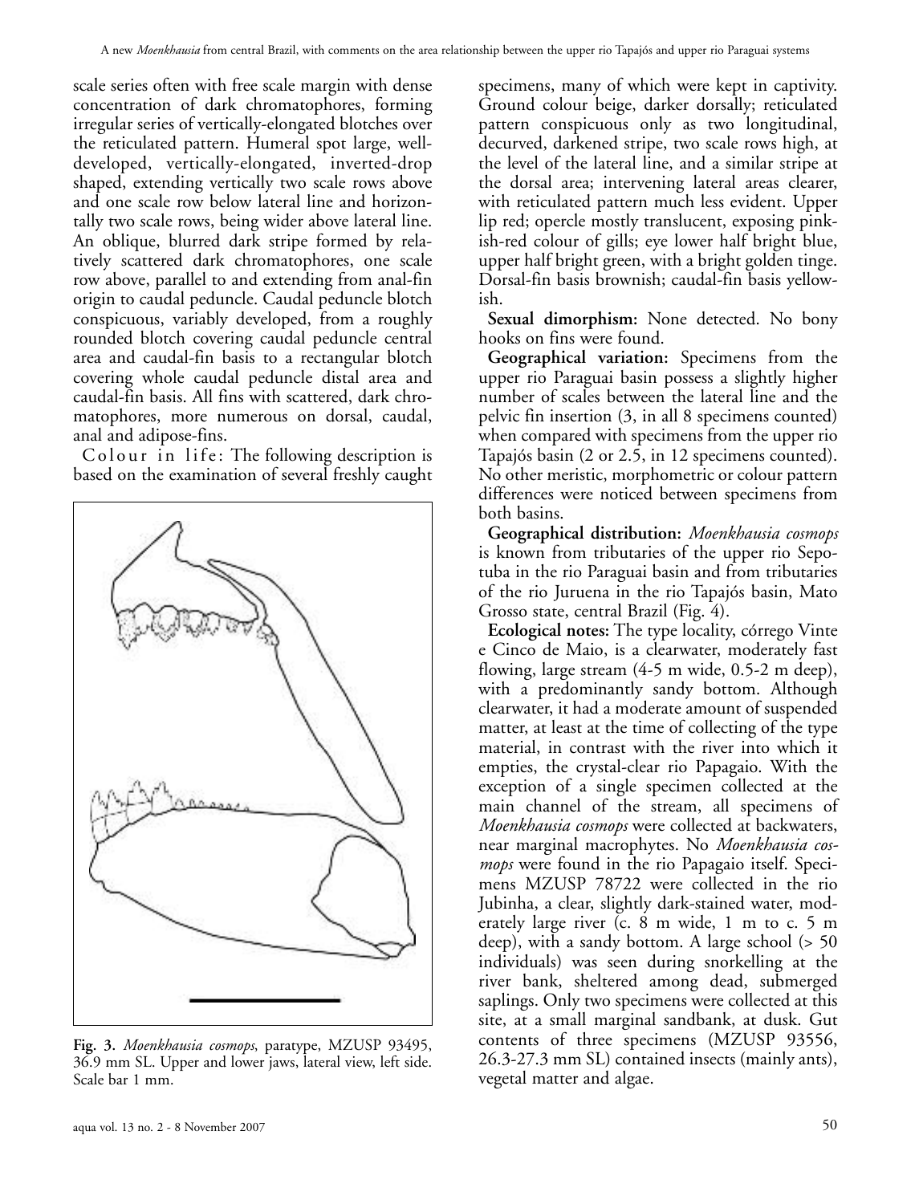scale series often with free scale margin with dense concentration of dark chromatophores, forming irregular series of vertically-elongated blotches over the reticulated pattern. Humeral spot large, well-developed, vertically-elongated, inverted-drop shaped, extending vertically two scale rows above and one scale row below lateral line and horizontally two scale rows, being wider above lateral line. An oblique, blurred dark stripe formed by relatively scattered dark chromatophores, one scale row above, parallel to and extending from anal-fin origin to caudal peduncle. Caudal peduncle blotch conspicuous, variably developed, from a roughly rounded blotch covering caudal peduncle central area and caudal-fin basis to a rectangular blotch covering whole caudal peduncle distal area and caudal-fin basis. All fins with scattered, dark chromatophores, more numerous on dorsal, caudal, anal and adipose-fins.

Colour in life: The following description is based on the examination of several freshly caught specimens, many of which were kept in captivity. Ground colour beige, darker dorsally; reticulated pattern conspicuous only as two longitudinal, decurved, darkened stripe, two scale rows high, at the level of the lateral line, and a similar stripe at the dorsal area; intervening lateral areas clearer, with reticulated pattern much less evident. Upper lip red; opercle mostly translucent, exposing pinkish-red colour of gills; eye lower half bright blue, upper half bright green, with a bright golden tinge. Dorsal-fin basis brownish; caudal-fin basis yellowish.

**Fig. 3.** *Moenkhausia cosmops*, paratype, MZUSP 93495, 36.9 mm SL. Upper and lower jaws, lateral view, left side. Scale bar 1 mm.

**Sexual dimorphism:** None detected. No bony hooks on fins were found.

**Geographical variation:** Specimens from the upper rio Paraguai basin possess a slightly higher number of scales between the lateral line and the pelvic fin insertion (3, in all 8 specimens counted) when compared with specimens from the upper rio Tapajós basin (2 or 2.5, in 12 specimens counted). No other meristic, morphometric or colour pattern differences were noticed between specimens from both basins.

**Geographical distribution:** *Moenkhausia cosmops* is known from tributaries of the upper rio Sepotuba in the rio Paraguai basin and from tributaries of the rio Juruena in the rio Tapajós basin, Mato Grosso state, central Brazil (Fig. 4).

**Ecological notes:** The type locality, córrego Vinte e Cinco de Maio, is a clearwater, moderately fast flowing, large stream (4-5 m wide, 0.5-2 m deep), with a predominantly sandy bottom. Although clearwater, it had a moderate amount of suspended matter, at least at the time of collecting of the type material, in contrast with the river into which it empties, the crystal-clear rio Papagaio. With the exception of a single specimen collected at the main channel of the stream, all specimens of *Moenkhausia cosmops* were collected at backwaters, near marginal macrophytes. No *Moenkhausia cosmops* were found in the rio Papagaio itself. Specimens MZUSP 78722 were collected in the rio Jubinha, a clear, slightly dark-stained water, moderately large river (c. 8 m wide, 1 m to c. 5 m deep), with a sandy bottom. A large school (> 50 individuals) was seen during snorkelling at the river bank, sheltered among dead, submerged saplings. Only two specimens were collected at this site, at a small marginal sandbank, at dusk. Gut contents of three specimens (MZUSP 93556, 26.3-27.3 mm SL) contained insects (mainly ants), vegetal matter and algae.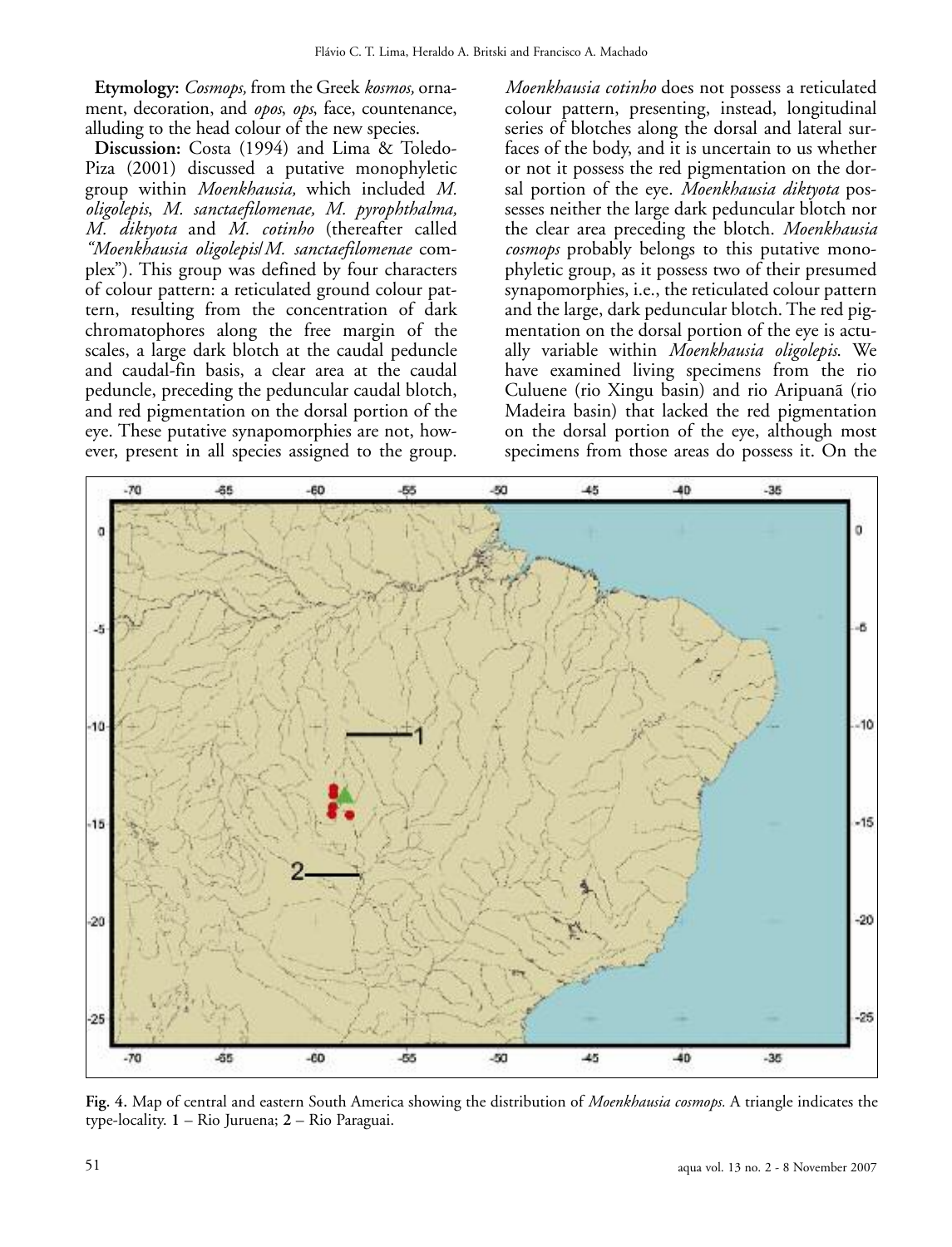**Etymology:** *Cosmops,* from the Greek *kosmos,* ornament, decoration, and *opos*, *ops*, face, countenance, alluding to the head colour of the new species.

**Discussion:** Costa (1994) and Lima & Toledo-Piza (2001) discussed a putative monophyletic group within *Moenkhausia,* which included *M. oligolepis*, *M. sanctaefilomenae, M. pyrophthalma, M. diktyota* and *M. cotinho* (thereafter called *"Moenkhausia oligolepis/M. sanctaefilomenae* complex"). This group was defined by four characters of colour pattern: a reticulated ground colour pattern, resulting from the concentration of dark chromatophores along the free margin of the scales, a large dark blotch at the caudal peduncle and caudal-fin basis, a clear area at the caudal peduncle, preceding the peduncular caudal blotch, and red pigmentation on the dorsal portion of the eye. These putative synapomorphies are not, however, present in all species assigned to the group. *Moenkhausia cotinho* does not possess a reticulated colour pattern, presenting, instead, longitudinal series of blotches along the dorsal and lateral surfaces of the body, and it is uncertain to us whether or not it possess the red pigmentation on the dorsal portion of the eye. *Moenkhausia diktyota* possesses neither the large dark peduncular blotch nor the clear area preceding the blotch. *Moenkhausia cosmops* probably belongs to this putative monophyletic group, as it possess two of their presumed synapomorphies, i.e., the reticulated colour pattern and the large, dark peduncular blotch. The red pigmentation on the dorsal portion of the eye is actually variable within *Moenkhausia oligolepis.* We have examined living specimens from the rio Culuene (rio Xingu basin) and rio Aripuanã (rio Madeira basin) that lacked the red pigmentation on the dorsal portion of the eye, although most specimens from those areas do possess it. On the

**Fig. 4.** Map of central and eastern South America showing the distribution of *Moenkhausia cosmops.* A triangle indicates the type-locality. **1** – Rio Juruena; **2** – Rio Paraguai.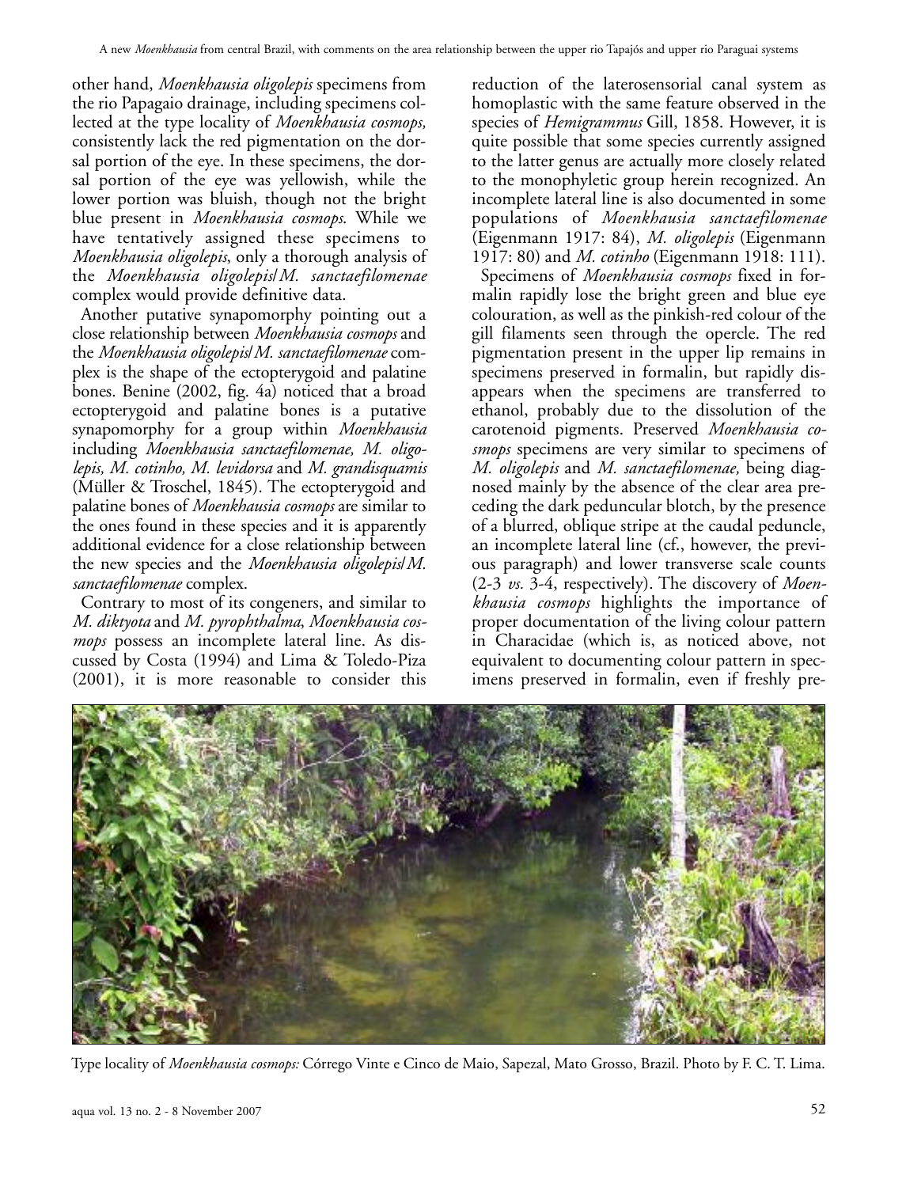other hand, *Moenkhausia oligolepis* specimens from the rio Papagaio drainage, including specimens collected at the type locality of *Moenkhausia cosmops,* consistently lack the red pigmentation on the dorsal portion of the eye. In these specimens, the dorsal portion of the eye was yellowish, while the lower portion was bluish, though not the bright blue present in *Moenkhausia cosmops*. While we have tentatively assigned these specimens to *Moenkhausia oligolepis*, only a thorough analysis of the *Moenkhausia oligolepis*/*M. sanctaefilomenae* complex would provide definitive data.

Another putative synapomorphy pointing out a close relationship between *Moenkhausia cosmops* and the *Moenkhausia oligolepis*/*M. sanctaefilomenae* complex is the shape of the ectopterygoid and palatine bones. Benine (2002, fig. 4a) noticed that a broad ectopterygoid and palatine bones is a putative synapomorphy for a group within *Moenkhausia* including *Moenkhausia sanctaefilomenae, M. oligolepis, M. cotinho, M. levidorsa* and *M. grandisquamis* (Müller & Troschel, 1845). The ectopterygoid and palatine bones of *Moenkhausia cosmops* are similar to the ones found in these species and it is apparently additional evidence for a close relationship between the new species and the *Moenkhausia oligolepis*/*M. sanctaefilomenae* complex.

Contrary to most of its congeners, and similar to *M. diktyota* and *M. pyrophthalma*, *Moenkhausia cosmops* possess an incomplete lateral line. As discussed by Costa (1994) and Lima & Toledo-Piza (2001), it is more reasonable to consider this reduction of the laterosensorial canal system as homoplastic with the same feature observed in the species of *Hemigrammus* Gill, 1858. However, it is quite possible that some species currently assigned to the latter genus are actually more closely related to the monophyletic group herein recognized. An incomplete lateral line is also documented in some populations of *Moenkhausia sanctaefilomenae* (Eigenmann 1917: 84), *M. oligolepis* (Eigenmann 1917: 80) and *M. cotinho* (Eigenmann 1918: 111).

Specimens of *Moenkhausia cosmops* fixed in formalin rapidly lose the bright green and blue eye colouration, as well as the pinkish-red colour of the gill filaments seen through the opercle. The red pigmentation present in the upper lip remains in specimens preserved in formalin, but rapidly disappears when the specimens are transferred to ethanol, probably due to the dissolution of the carotenoid pigments. Preserved *Moenkhausia cosmops* specimens are very similar to specimens of *M. oligolepis* and *M. sanctaefilomenae,* being diagnosed mainly by the absence of the clear area preceding the dark peduncular blotch, by the presence of a blurred, oblique stripe at the caudal peduncle, an incomplete lateral line (cf., however, the previous paragraph) and lower transverse scale counts (2-3 *vs.* 3-4, respectively). The discovery of *Moenkhausia cosmops* highlights the importance of proper documentation of the living colour pattern in Characidae (which is, as noticed above, not equivalent to documenting colour pattern in specimens preserved in formalin, even if freshly pre-

Type locality of *Moenkhausia cosmops:* Córrego Vinte e Cinco de Maio, Sapezal, Mato Grosso, Brazil. Photo by F. C. T. Lima.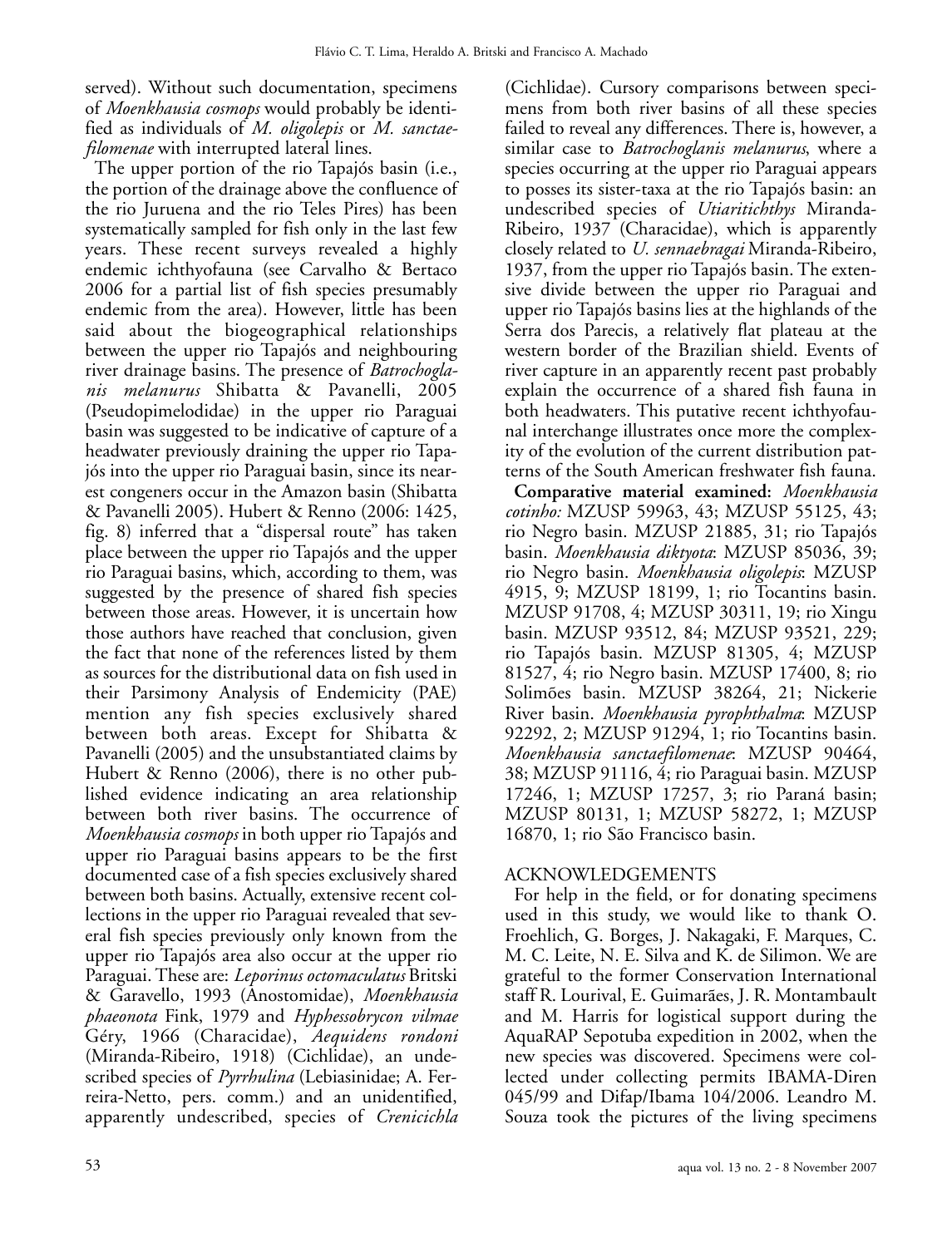served). Without such documentation, specimens of *Moenkhausia cosmops* would probably be identified as individuals of *M. oligolepis* or *M. sanctaefilomenae* with interrupted lateral lines.

The upper portion of the rio Tapajós basin (i.e., the portion of the drainage above the confluence of the rio Juruena and the rio Teles Pires) has been systematically sampled for fish only in the last few years. These recent surveys revealed a highly endemic ichthyofauna (see Carvalho & Bertaco 2006 for a partial list of fish species presumably endemic from the area). However, little has been said about the biogeographical relationships between the upper rio Tapajós and neighbouring river drainage basins. The presence of *Batrochoglanis melanurus* Shibatta & Pavanelli, 2005 (Pseudopimelodidae) in the upper rio Paraguai basin was suggested to be indicative of capture of a headwater previously draining the upper rio Tapajós into the upper rio Paraguai basin, since its nearest congeners occur in the Amazon basin (Shibatta & Pavanelli 2005). Hubert & Renno (2006: 1425, fig. 8) inferred that a "dispersal route" has taken place between the upper rio Tapajós and the upper rio Paraguai basins, which, according to them, was suggested by the presence of shared fish species between those areas. However, it is uncertain how those authors have reached that conclusion, given the fact that none of the references listed by them as sources for the distributional data on fish used in their Parsimony Analysis of Endemicity (PAE) mention any fish species exclusively shared between both areas. Except for Shibatta & Pavanelli (2005) and the unsubstantiated claims by Hubert & Renno (2006), there is no other published evidence indicating an area relationship between both river basins. The occurrence of *Moenkhausia cosmops* in both upper rio Tapajós and upper rio Paraguai basins appears to be the first documented case of a fish species exclusively shared between both basins. Actually, extensive recent collections in the upper rio Paraguai revealed that several fish species previously only known from the upper rio Tapajós area also occur at the upper rio Paraguai. These are: *Leporinus octomaculatus* Britski & Garavello, 1993 (Anostomidae), *Moenkhausia phaeonota* Fink, 1979 and *Hyphessobrycon vilmae* Géry, 1966 (Characidae), *Aequidens rondoni* (Miranda-Ribeiro, 1918) (Cichlidae), an undescribed species of *Pyrrhulina* (Lebiasinidae; A. Ferreira-Netto, pers. comm.) and an unidentified, apparently undescribed, species of *Crenicichla* (Cichlidae). Cursory comparisons between specimens from both river basins of all these species failed to reveal any differences. There is, however, a similar case to *Batrochoglanis melanurus*, where a species occurring at the upper rio Paraguai appears to posses its sister-taxa at the rio Tapajós basin: an undescribed species of *Utiaritichthys* Miranda-Ribeiro, 1937 (Characidae), which is apparently closely related to *U. sennaebragai* Miranda-Ribeiro, 1937, from the upper rio Tapajós basin. The extensive divide between the upper rio Paraguai and upper rio Tapajós basins lies at the highlands of the Serra dos Parecis, a relatively flat plateau at the western border of the Brazilian shield. Events of river capture in an apparently recent past probably explain the occurrence of a shared fish fauna in both headwaters. This putative recent ichthyofaunal interchange illustrates once more the complexity of the evolution of the current distribution patterns of the South American freshwater fish fauna.

**Comparative material examined:** *Moenkhausia cotinho:* MZUSP 59963, 43; MZUSP 55125, 43; rio Negro basin. MZUSP 21885, 31; rio Tapajós basin. *Moenkhausia diktyota*: MZUSP 85036, 39; rio Negro basin. *Moenkhausia oligolepis*: MZUSP 4915, 9; MZUSP 18199, 1; rio Tocantins basin. MZUSP 91708, 4; MZUSP 30311, 19; rio Xingu basin. MZUSP 93512, 84; MZUSP 93521, 229; rio Tapajós basin. MZUSP 81305, 4; MZUSP 81527, 4; rio Negro basin. MZUSP 17400, 8; rio Solimões basin. MZUSP 38264, 21; Nickerie River basin. *Moenkhausia pyrophthalma*: MZUSP 92292, 2; MZUSP 91294, 1; rio Tocantins basin. *Moenkhausia sanctaefilomenae*: MZUSP 90464, 38; MZUSP 91116, 4; rio Paraguai basin. MZUSP 17246, 1; MZUSP 17257, 3; rio Paraná basin; MZUSP 80131, 1; MZUSP 58272, 1; MZUSP 16870, 1; rio São Francisco basin.

## ACKNOWLEDGEMENTS

For help in the field, or for donating specimens used in this study, we would like to thank O. Froehlich, G. Borges, J. Nakagaki, F. Marques, C. M. C. Leite, N. E. Silva and K. de Silimon. We are grateful to the former Conservation International staff R. Lourival, E. Guimarães, J. R. Montambault and M. Harris for logistical support during the AquaRAP Sepotuba expedition in 2002, when the new species was discovered. Specimens were collected under collecting permits IBAMA-Diren 045/99 and Difap/Ibama 104/2006. Leandro M. Souza took the pictures of the living specimens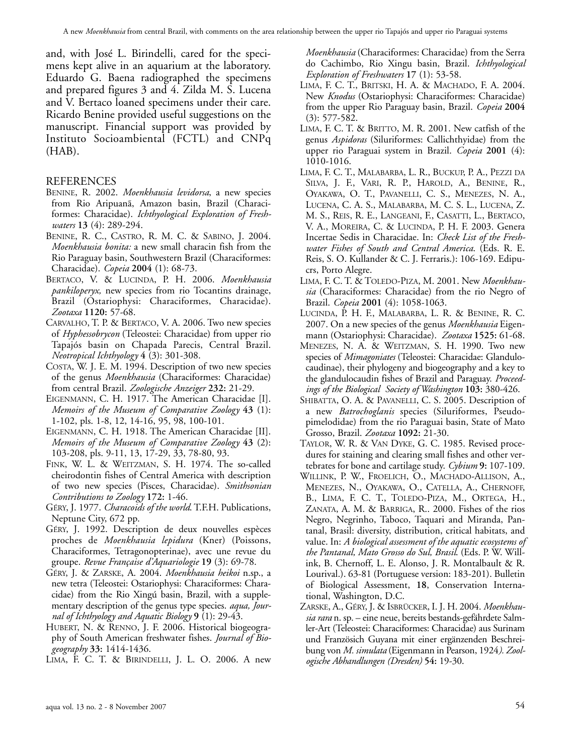and, with José L. Birindelli, cared for the specimens kept alive in an aquarium at the laboratory. Eduardo G. Baena radiographed the specimens and prepared figures 3 and 4. Zilda M. S. Lucena and V. Bertaco loaned specimens under their care. Ricardo Benine provided useful suggestions on the manuscript. Financial support was provided by Instituto Socioambiental (FCTL) and CNPq (HAB).

## REFERENCES

Benine, R. 2002. *Moenkhausia levidorsa*, a new species from Rio Aripuanã, Amazon basin, Brazil (Characiformes: Characidae). *Ichthyological Exploration of Freshwaters* **13** (4): 289-294.

Benine, R. C., Castro, R. M. C. & Sabino, J. 2004. *Moenkhausia bonita:* a new small characin fish from the Rio Paraguay basin, Southwestern Brazil (Characiformes: Characidae). *Copeia* **2004** (1): 68-73.

Bertaco, V. & Lucinda, P. H. 2006. *Moenkhausia pankilopteryx,* new species from rio Tocantins drainage, Brazil (Ostariophysi: Characiformes, Characidae). *Zootaxa* **1120:** 57-68.

Carvalho, T. P. & Bertaco, V. A. 2006. Two new species of *Hyphessobrycon* (Teleostei: Characidae) from upper rio Tapajós basin on Chapada Parecis, Central Brazil. *Neotropical Ichthyology* **4** (3): 301-308.

Costa, W. J. E. M. 1994. Description of two new species of the genus *Moenkhausia* (Characiformes: Characidae) from central Brazil. *Zoologische Anzeiger* **232:** 21-29.

Eigenmann, C. H. 1917. The American Characidae [I]. *Memoirs of the Museum of Comparative Zoology* **43** (1): 1-102, pls. 1-8, 12, 14-16, 95, 98, 100-101.

Eigenmann, C. H. 1918. The American Characidae [II]. *Memoirs of the Museum of Comparative Zoology* **43** (2): 103-208, pls. 9-11, 13, 17-29, 33, 78-80, 93.

Fink, W. L. & Weitzman, S. H. 1974. The so-called cheirodontin fishes of Central America with description of two new species (Pisces, Characidae). *Smithsonian Contributions to Zoology* **172:** 1-46.

Géry, J. 1977. *Characoids of the world.* T.F.H. Publications, Neptune City, 672 pp.

Géry, J. 1992. Description de deux nouvelles espèces proches de *Moenkhausia lepidura* (Kner) (Poissons, Characiformes, Tetragonopterinae), avec une revue du groupe. *Revue Française d'Aquariologie* **19** (3): 69-78.

Géry, J. & Zarske, A. 2004. *Moenkhausia heikoi* n.sp., a new tetra (Teleostei: Ostariophysi: Characiformes: Characidae) from the Rio Xingú basin, Brazil, with a supplementary description of the genus type species. *aqua, Journal of Ichthyology and Aquatic Biology* **9** (1): 29-43.

Hubert, N. & Renno, J. F. 2006. Historical biogeography of South American freshwater fishes. *Journal of Biogeography* **33:** 1414-1436.

Lima, F. C. T. & Birindelli, J. L. O. 2006. A new *Moenkhausia* (Characiformes: Characidae) from the Serra do Cachimbo, Rio Xingu basin, Brazil. *Ichthyological Exploration of Freshwaters* **17** (1): 53-58.

Lima, F. C. T., Britski, H. A. & Machado, F. A. 2004. New *Knodus* (Ostariophysi: Characiformes: Characidae) from the upper Rio Paraguay basin, Brazil. *Copeia* **2004** (3): 577-582.

Lima, F. C. T. & Britto, M. R. 2001. New catfish of the genus *Aspidoras* (Siluriformes: Callichthyidae) from the upper rio Paraguai system in Brazil. *Copeia* **2001** (4): 1010-1016.

Lima, F. C. T., Malabarba, L. R., Buckup, P. A., Pezzi da Silva, J. F., Vari, R. P., Harold, A., Benine, R., Oyakawa, O. T., Pavanelli, C. S., Menezes, N. A., Lucena, C. A. S., Malabarba, M. C. S. L., Lucena, Z. M. S., Reis, R. E., Langeani, F., Casatti, L., Bertaco, V. A., Moreira, C. & Lucinda, P. H. F. 2003. Genera Incertae Sedis in Characidae. In: *Check List of the Freshwater Fishes of South and Central America.* (Eds. R. E. Reis, S. O. Kullander & C. J. Ferraris.): 106-169. Edipucrs, Porto Alegre.

Lima, F. C. T. & Toledo-Piza, M. 2001. New *Moenkhausia* (Characiformes: Characidae) from the rio Negro of Brazil. *Copeia* **2001** (4): 1058-1063.

Lucinda, P. H. F., Malabarba, L. R. & Benine, R. C. 2007. On a new species of the genus *Moenkhausia* Eigenmann (Ostariophysi: Characidae). *Zootaxa* **1525:** 61-68.

Menezes, N. A. & Weitzman, S. H. 1990. Two new species of *Mimagoniates* (Teleostei: Characidae: Glandulocaudinae), their phylogeny and biogeography and a key to the glandulocaudin fishes of Brazil and Paraguay. *Proceedings of the Biological Society of Washington* **103:** 380-426.

Shibatta, O. A. & Pavanelli, C. S. 2005. Description of a new *Batrochoglanis* species (Siluriformes, Pseudopimelodidae) from the rio Paraguai basin, State of Mato Grosso, Brazil. *Zootaxa* **1092:** 21-30.

Taylor, W. R. & Van Dyke, G. C. 1985. Revised procedures for staining and clearing small fishes and other vertebrates for bone and cartilage study. *Cybium* **9:** 107-109.

Willink, P. W., Froelich, O., Machado-Allison, A., Menezes, N., Oyakawa, O., Catella, A., Chernoff, B., Lima, F. C. T., Toledo-Piza, M., Ortega, H., Zanata, A. M. & Barriga, R.. 2000. Fishes of the rios Negro, Negrinho, Taboco, Taquari and Miranda, Pantanal, Brasil: diversity, distribution, critical habitats, and value. In: *A biological assessment of the aquatic ecosystems of the Pantanal, Mato Grosso do Sul, Brasil.* (Eds. P. W. Willink, B. Chernoff, L. E. Alonso, J. R. Montalbault & R. Lourival.). 63-81 (Portuguese version: 183-201). Bulletin of Biological Assessment, **18**, Conservation International, Washington, D.C.

Zarske, A., Géry, J. & Isbrücker, I. J. H. 2004. *Moenkhausia rara* n. sp. – eine neue, bereits bestands-gefährdete Salmler-Art (Teleostei: Characiformes: Characidae) aus Surinam und Französich Guyana mit einer ergänzenden Beschreibung von *M. simulata* (Eigenmann in Pearson, 1924*). Zoologische Abhandlungen (Dresden)* **54:** 19-30.